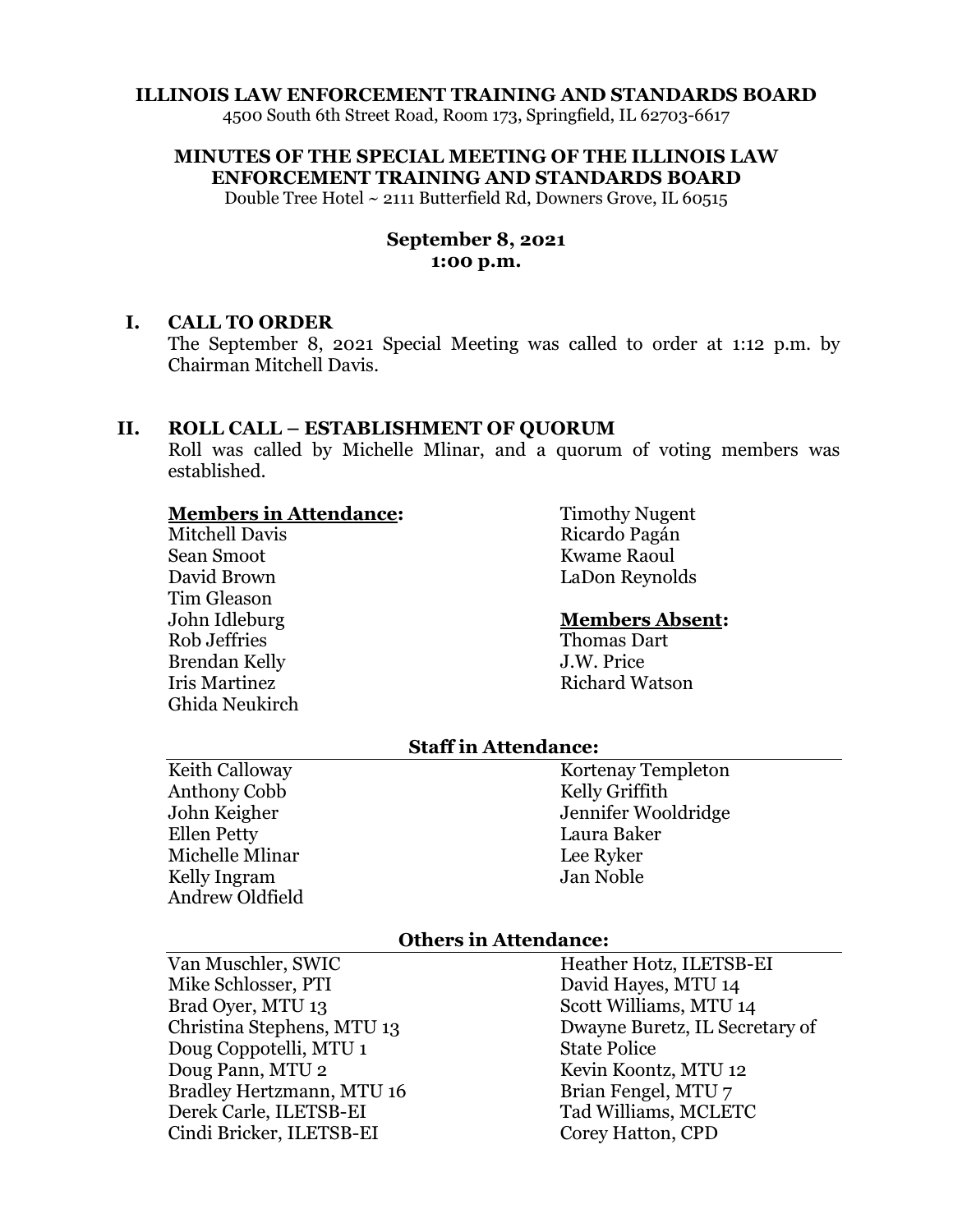**ILLINOIS LAW ENFORCEMENT TRAINING AND STANDARDS BOARD**
4500 South 6th Street Road, Room 173, Springfield, IL 62703-6617

**MINUTES OF THE SPECIAL MEETING OF THE ILLINOIS LAW ENFORCEMENT TRAINING AND STANDARDS BOARD**
Double Tree Hotel ~ 2111 Butterfield Rd, Downers Grove, IL 60515

**September 8, 2021**
**1:00 p.m.**

## I. CALL TO ORDER

The September 8, 2021 Special Meeting was called to order at 1:12 p.m. by Chairman Mitchell Davis.

## II. ROLL CALL – ESTABLISHMENT OF QUORUM

Roll was called by Michelle Mlinar, and a quorum of voting members was established.

**Members in Attendance:**

Mitchell Davis
Sean Smoot
David Brown
Tim Gleason
John Idleburg
Rob Jeffries
Brendan Kelly
Iris Martinez
Ghida Neukirch
Timothy Nugent
Ricardo Pagán
Kwame Raoul
LaDon Reynolds

**Members Absent:**

Thomas Dart
J.W. Price
Richard Watson

**Staff in Attendance:**

Keith Calloway
Anthony Cobb
John Keigher
Ellen Petty
Michelle Mlinar
Kelly Ingram
Andrew Oldfield
Kortenay Templeton
Kelly Griffith
Jennifer Wooldridge
Laura Baker
Lee Ryker
Jan Noble

**Others in Attendance:**

Van Muschler, SWIC
Mike Schlosser, PTI
Brad Oyer, MTU 13
Christina Stephens, MTU 13
Doug Coppotelli, MTU 1
Doug Pann, MTU 2
Bradley Hertzmann, MTU 16
Derek Carle, ILETSB-EI
Cindi Bricker, ILETSB-EI
Heather Hotz, ILETSB-EI
David Hayes, MTU 14
Scott Williams, MTU 14
Dwayne Buretz, IL Secretary of State Police
Kevin Koontz, MTU 12
Brian Fengel, MTU 7
Tad Williams, MCLETC
Corey Hatton, CPD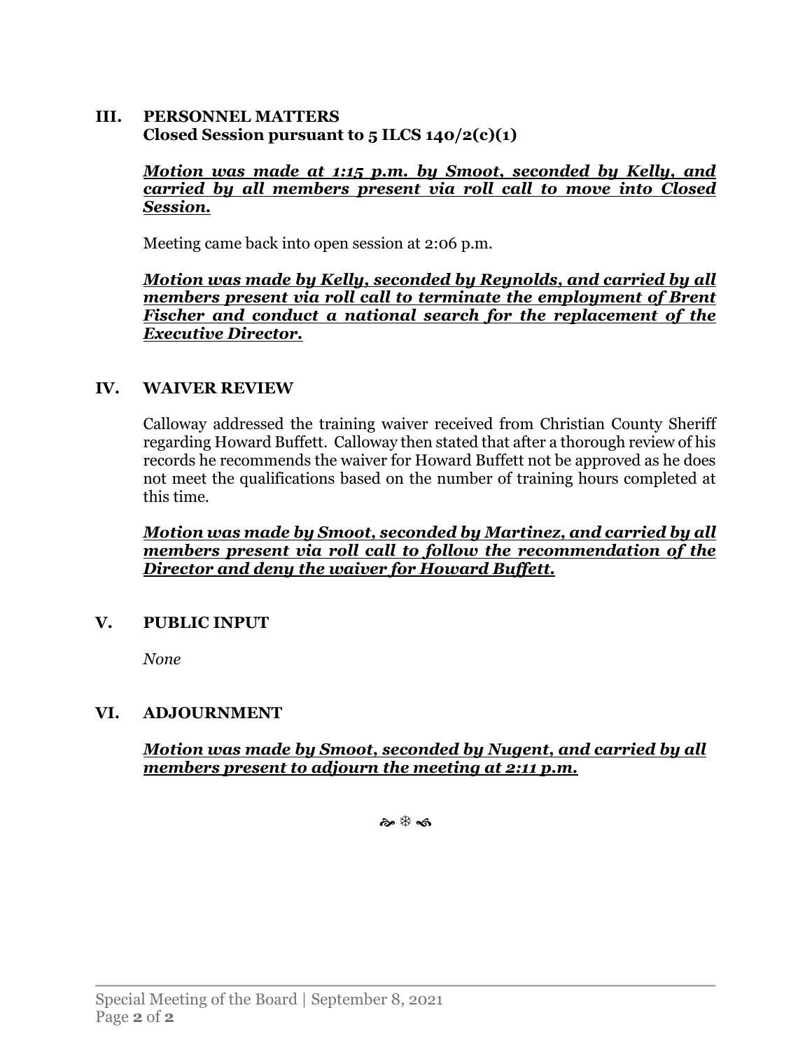## III. PERSONNEL MATTERS
**Closed Session pursuant to 5 ILCS 140/2(c)(1)**

***Motion was made at 1:15 p.m. by Smoot, seconded by Kelly, and carried by all members present via roll call to move into Closed Session.***

Meeting came back into open session at 2:06 p.m.

***Motion was made by Kelly, seconded by Reynolds, and carried by all members present via roll call to terminate the employment of Brent Fischer and conduct a national search for the replacement of the Executive Director.***

## IV. WAIVER REVIEW

Calloway addressed the training waiver received from Christian County Sheriff regarding Howard Buffett. Calloway then stated that after a thorough review of his records he recommends the waiver for Howard Buffett not be approved as he does not meet the qualifications based on the number of training hours completed at this time.

***Motion was made by Smoot, seconded by Martinez, and carried by all members present via roll call to follow the recommendation of the Director and deny the waiver for Howard Buffett.***

## V. PUBLIC INPUT

*None*

## VI. ADJOURNMENT

***Motion was made by Smoot, seconded by Nugent, and carried by all members present to adjourn the meeting at 2:11 p.m.***

☙ ❄ ❧